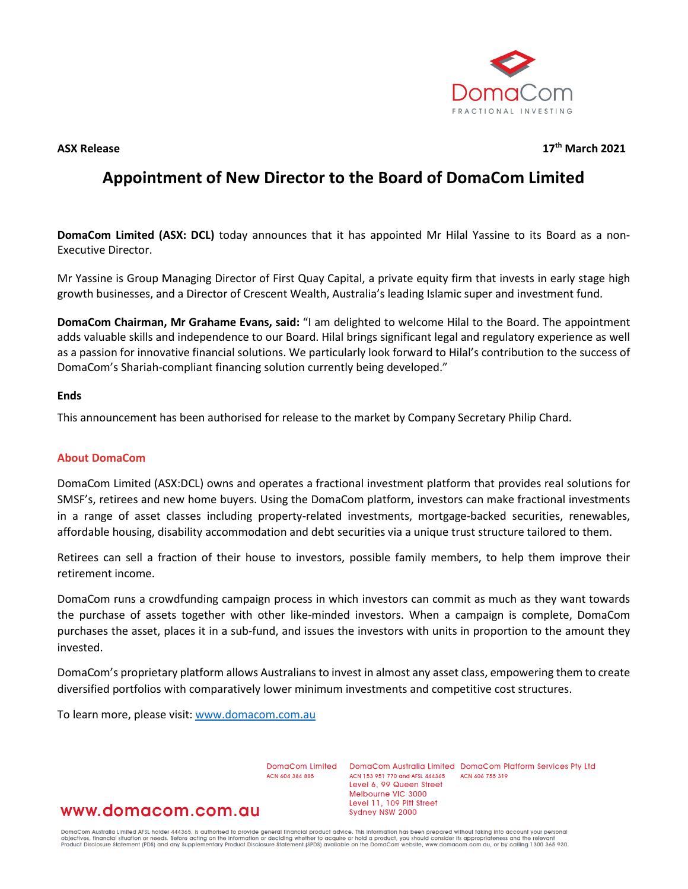DomaCom
FRACTIONAL INVESTING

**ASX Release** **17th March 2021**

# Appointment of New Director to the Board of DomaCom Limited

**DomaCom Limited (ASX: DCL)** today announces that it has appointed Mr Hilal Yassine to its Board as a non-Executive Director.

Mr Yassine is Group Managing Director of First Quay Capital, a private equity firm that invests in early stage high growth businesses, and a Director of Crescent Wealth, Australia's leading Islamic super and investment fund.

**DomaCom Chairman, Mr Grahame Evans, said:** "I am delighted to welcome Hilal to the Board. The appointment adds valuable skills and independence to our Board. Hilal brings significant legal and regulatory experience as well as a passion for innovative financial solutions. We particularly look forward to Hilal's contribution to the success of DomaCom's Shariah-compliant financing solution currently being developed."

**Ends**

This announcement has been authorised for release to the market by Company Secretary Philip Chard.

## About DomaCom

DomaCom Limited (ASX:DCL) owns and operates a fractional investment platform that provides real solutions for SMSF's, retirees and new home buyers. Using the DomaCom platform, investors can make fractional investments in a range of asset classes including property-related investments, mortgage-backed securities, renewables, affordable housing, disability accommodation and debt securities via a unique trust structure tailored to them.

Retirees can sell a fraction of their house to investors, possible family members, to help them improve their retirement income.

DomaCom runs a crowdfunding campaign process in which investors can commit as much as they want towards the purchase of assets together with other like-minded investors. When a campaign is complete, DomaCom purchases the asset, places it in a sub-fund, and issues the investors with units in proportion to the amount they invested.

DomaCom's proprietary platform allows Australians to invest in almost any asset class, empowering them to create diversified portfolios with comparatively lower minimum investments and competitive cost structures.

To learn more, please visit: www.domacom.com.au

www.domacom.com.au

DomaCom Limited
ACN 604 384 885

DomaCom Australia Limited
ACN 153 951 770 and AFSL 444365
Level 6, 99 Queen Street
Melbourne VIC 3000
Level 11, 109 Pitt Street
Sydney NSW 2000

DomaCom Platform Services Pty Ltd
ACN 606 755 319

DomaCom Australia Limited AFSL holder 444365, is authorised to provide general financial product advice. This information has been prepared without taking into account your personal objectives, financial situation or needs. Before acting on the information or deciding whether to acquire or hold a product, you should consider its appropriateness and the relevant Product Disclosure Statement (PDS) and any Supplementary Product Disclosure Statement (SPDS) available on the DomaCom website, www.domacom.com.au, or by calling 1300 365 930.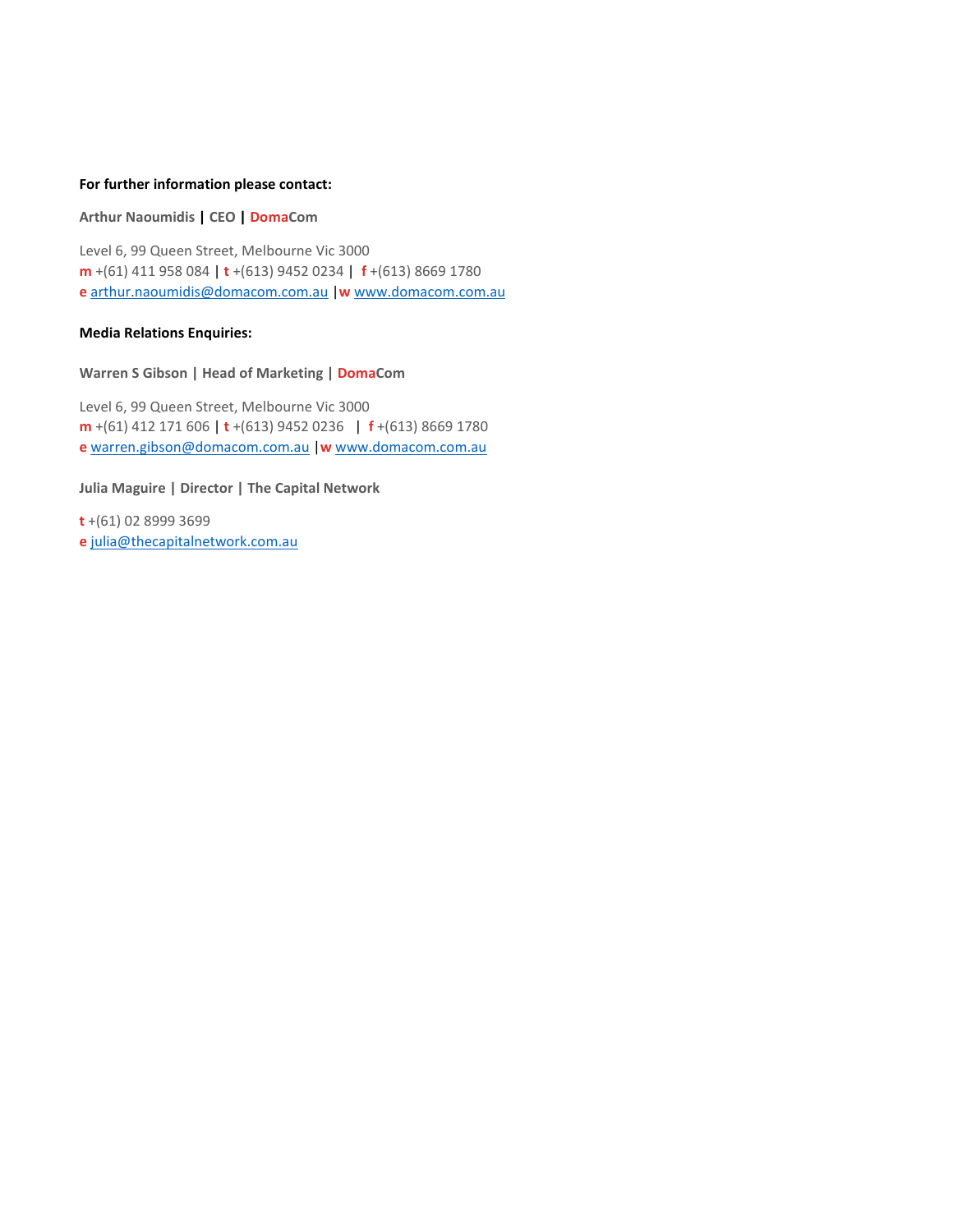**For further information please contact:**

**Arthur Naoumidis | CEO | DomaCom**

Level 6, 99 Queen Street, Melbourne Vic 3000
**m** +(61) 411 958 084 | **t** +(613) 9452 0234 | **f** +(613) 8669 1780
**e** arthur.naoumidis@domacom.com.au | **w** www.domacom.com.au

**Media Relations Enquiries:**

**Warren S Gibson | Head of Marketing | DomaCom**

Level 6, 99 Queen Street, Melbourne Vic 3000
**m** +(61) 412 171 606 | **t** +(613) 9452 0236 | **f** +(613) 8669 1780
**e** warren.gibson@domacom.com.au | **w** www.domacom.com.au

**Julia Maguire | Director | The Capital Network**

**t** +(61) 02 8999 3699
**e** julia@thecapitalnetwork.com.au